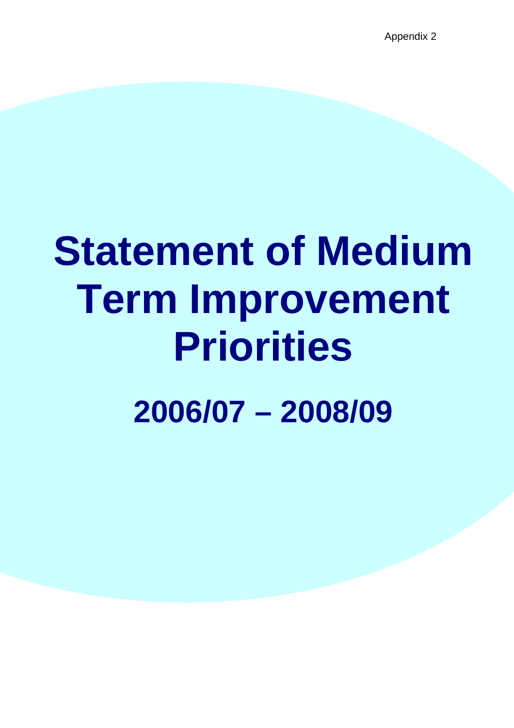Appendix 2

# Statement of Medium Term Improvement Priorities

## 2006/07 – 2008/09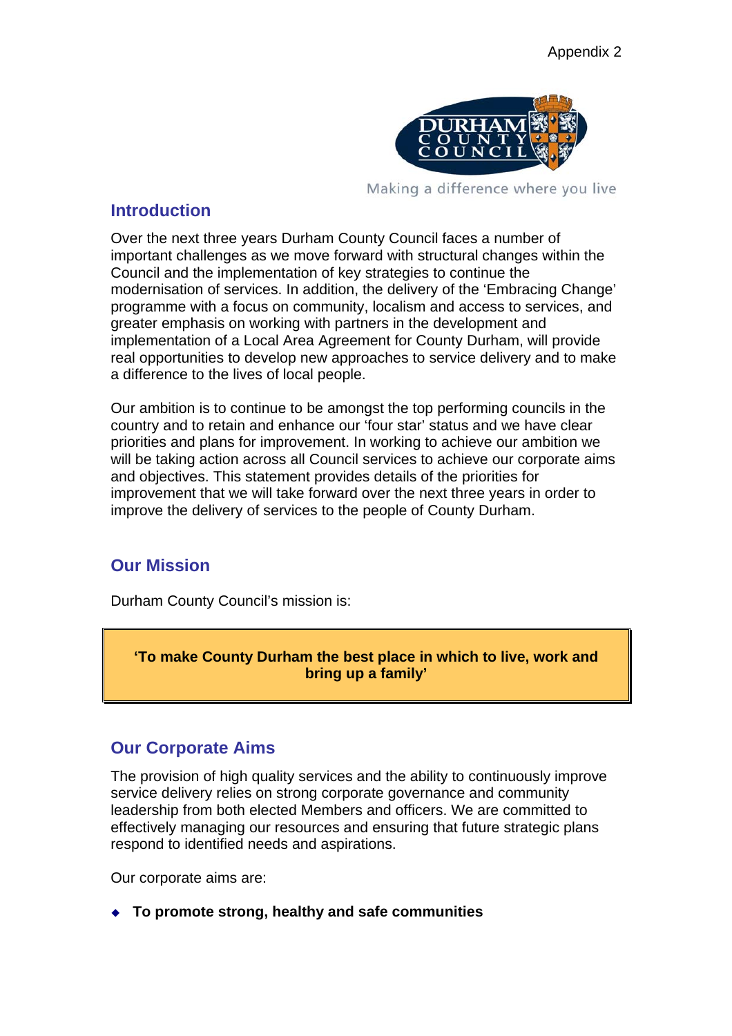Appendix 2

Making a difference where you live

## Introduction

Over the next three years Durham County Council faces a number of important challenges as we move forward with structural changes within the Council and the implementation of key strategies to continue the modernisation of services. In addition, the delivery of the 'Embracing Change' programme with a focus on community, localism and access to services, and greater emphasis on working with partners in the development and implementation of a Local Area Agreement for County Durham, will provide real opportunities to develop new approaches to service delivery and to make a difference to the lives of local people.

Our ambition is to continue to be amongst the top performing councils in the country and to retain and enhance our 'four star' status and we have clear priorities and plans for improvement. In working to achieve our ambition we will be taking action across all Council services to achieve our corporate aims and objectives. This statement provides details of the priorities for improvement that we will take forward over the next three years in order to improve the delivery of services to the people of County Durham.

## Our Mission

Durham County Council's mission is:

**'To make County Durham the best place in which to live, work and bring up a family'**

## Our Corporate Aims

The provision of high quality services and the ability to continuously improve service delivery relies on strong corporate governance and community leadership from both elected Members and officers. We are committed to effectively managing our resources and ensuring that future strategic plans respond to identified needs and aspirations.

Our corporate aims are:

- **To promote strong, healthy and safe communities**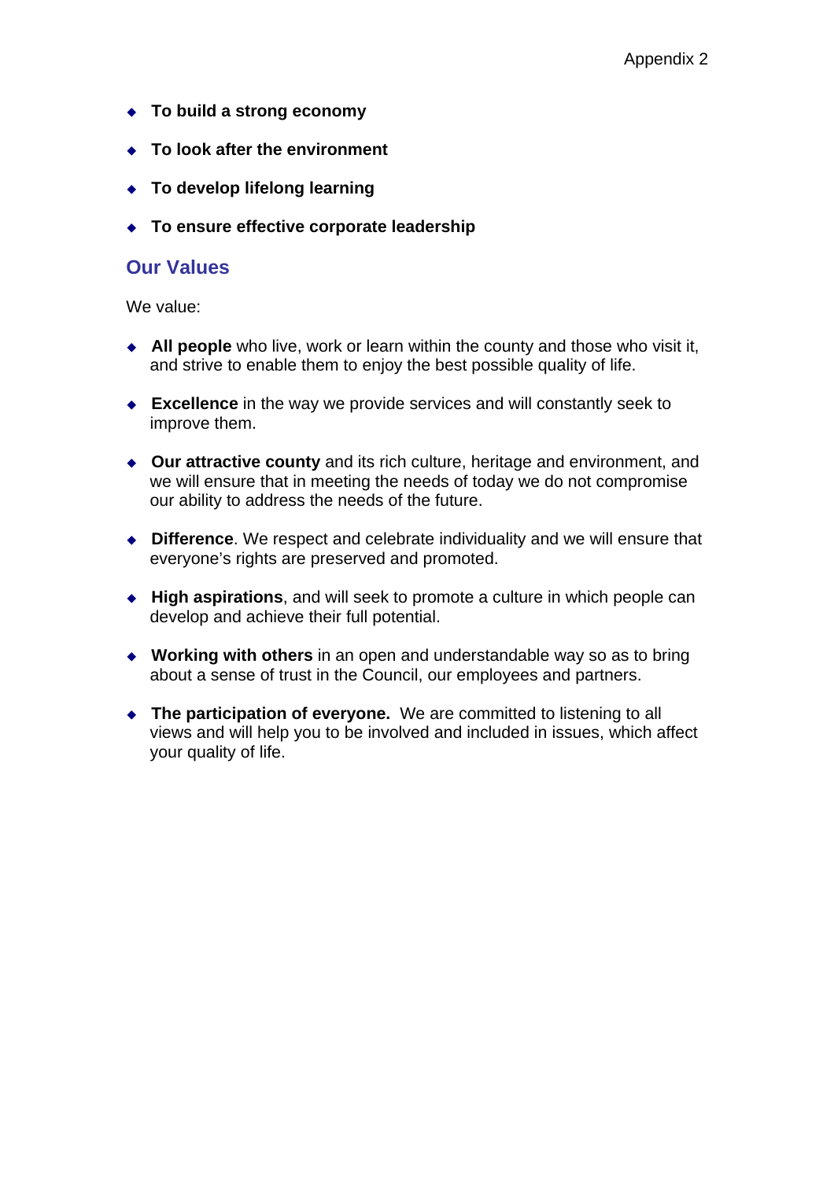- **To build a strong economy**
- **To look after the environment**
- **To develop lifelong learning**
- **To ensure effective corporate leadership**

## Our Values

We value:

- **All people** who live, work or learn within the county and those who visit it, and strive to enable them to enjoy the best possible quality of life.
- **Excellence** in the way we provide services and will constantly seek to improve them.
- **Our attractive county** and its rich culture, heritage and environment, and we will ensure that in meeting the needs of today we do not compromise our ability to address the needs of the future.
- **Difference**. We respect and celebrate individuality and we will ensure that everyone's rights are preserved and promoted.
- **High aspirations**, and will seek to promote a culture in which people can develop and achieve their full potential.
- **Working with others** in an open and understandable way so as to bring about a sense of trust in the Council, our employees and partners.
- **The participation of everyone.** We are committed to listening to all views and will help you to be involved and included in issues, which affect your quality of life.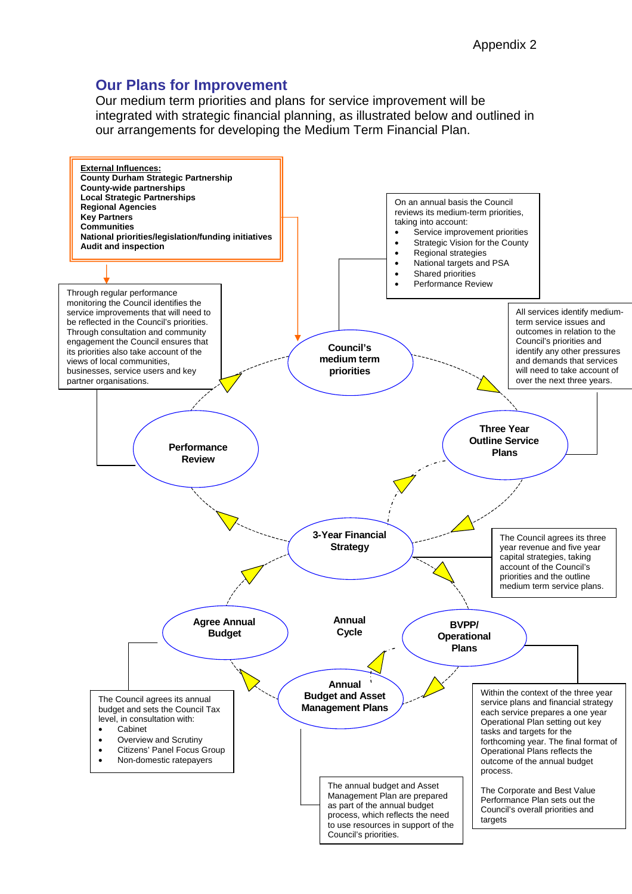Appendix 2

## Our Plans for Improvement

Our medium term priorities and plans for service improvement will be integrated with strategic financial planning, as illustrated below and outlined in our arrangements for developing the Medium Term Financial Plan.

**External Influences:**
**County Durham Strategic Partnership**
**County-wide partnerships**
**Local Strategic Partnerships**
**Regional Agencies**
**Key Partners**
**Communities**
**National priorities/legislation/funding initiatives**
**Audit and inspection**

On an annual basis the Council reviews its medium-term priorities, taking into account:

- Service improvement priorities
- Strategic Vision for the County
- Regional strategies
- National targets and PSA
- Shared priorities
- Performance Review

Through regular performance monitoring the Council identifies the service improvements that will need to be reflected in the Council's priorities. Through consultation and community engagement the Council ensures that its priorities also take account of the views of local communities, businesses, service users and key partner organisations.

All services identify medium-term service issues and outcomes in relation to the Council's priorities and identify any other pressures and demands that services will need to take account of over the next three years.

**Council's medium term priorities**

**Performance Review**

**Three Year Outline Service Plans**

**3-Year Financial Strategy**

The Council agrees its three year revenue and five year capital strategies, taking account of the Council's priorities and the outline medium term service plans.

**Agree Annual Budget**

**Annual Cycle**

**BVPP/ Operational Plans**

**Annual Budget and Asset Management Plans**

The Council agrees its annual budget and sets the Council Tax level, in consultation with:

- Cabinet
- Overview and Scrutiny
- Citizens' Panel Focus Group
- Non-domestic ratepayers

The annual budget and Asset Management Plan are prepared as part of the annual budget process, which reflects the need to use resources in support of the Council's priorities.

Within the context of the three year service plans and financial strategy each service prepares a one year Operational Plan setting out key tasks and targets for the forthcoming year. The final format of Operational Plans reflects the outcome of the annual budget process.

The Corporate and Best Value Performance Plan sets out the Council's overall priorities and targets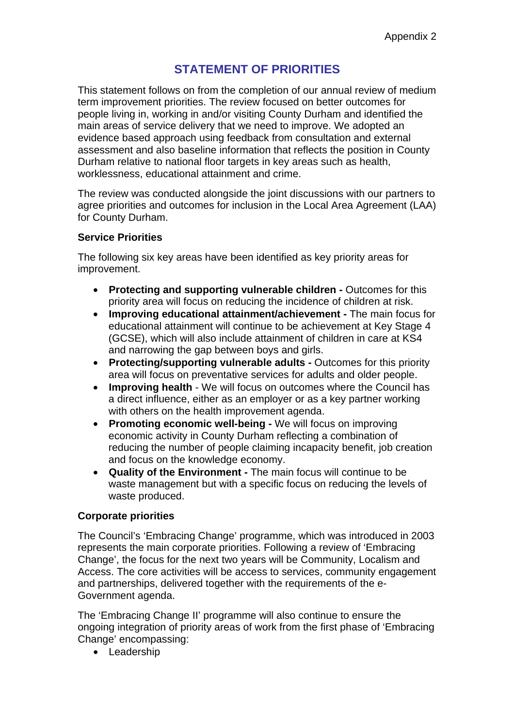Appendix 2

# STATEMENT OF PRIORITIES

This statement follows on from the completion of our annual review of medium term improvement priorities. The review focused on better outcomes for people living in, working in and/or visiting County Durham and identified the main areas of service delivery that we need to improve. We adopted an evidence based approach using feedback from consultation and external assessment and also baseline information that reflects the position in County Durham relative to national floor targets in key areas such as health, worklessness, educational attainment and crime.

The review was conducted alongside the joint discussions with our partners to agree priorities and outcomes for inclusion in the Local Area Agreement (LAA) for County Durham.

**Service Priorities**

The following six key areas have been identified as key priority areas for improvement.

- **Protecting and supporting vulnerable children -** Outcomes for this priority area will focus on reducing the incidence of children at risk.
- **Improving educational attainment/achievement -** The main focus for educational attainment will continue to be achievement at Key Stage 4 (GCSE), which will also include attainment of children in care at KS4 and narrowing the gap between boys and girls.
- **Protecting/supporting vulnerable adults -** Outcomes for this priority area will focus on preventative services for adults and older people.
- **Improving health** - We will focus on outcomes where the Council has a direct influence, either as an employer or as a key partner working with others on the health improvement agenda.
- **Promoting economic well-being -** We will focus on improving economic activity in County Durham reflecting a combination of reducing the number of people claiming incapacity benefit, job creation and focus on the knowledge economy.
- **Quality of the Environment -** The main focus will continue to be waste management but with a specific focus on reducing the levels of waste produced.

**Corporate priorities**

The Council's 'Embracing Change' programme, which was introduced in 2003 represents the main corporate priorities. Following a review of 'Embracing Change', the focus for the next two years will be Community, Localism and Access. The core activities will be access to services, community engagement and partnerships, delivered together with the requirements of the e-Government agenda.

The 'Embracing Change II' programme will also continue to ensure the ongoing integration of priority areas of work from the first phase of 'Embracing Change' encompassing:

- Leadership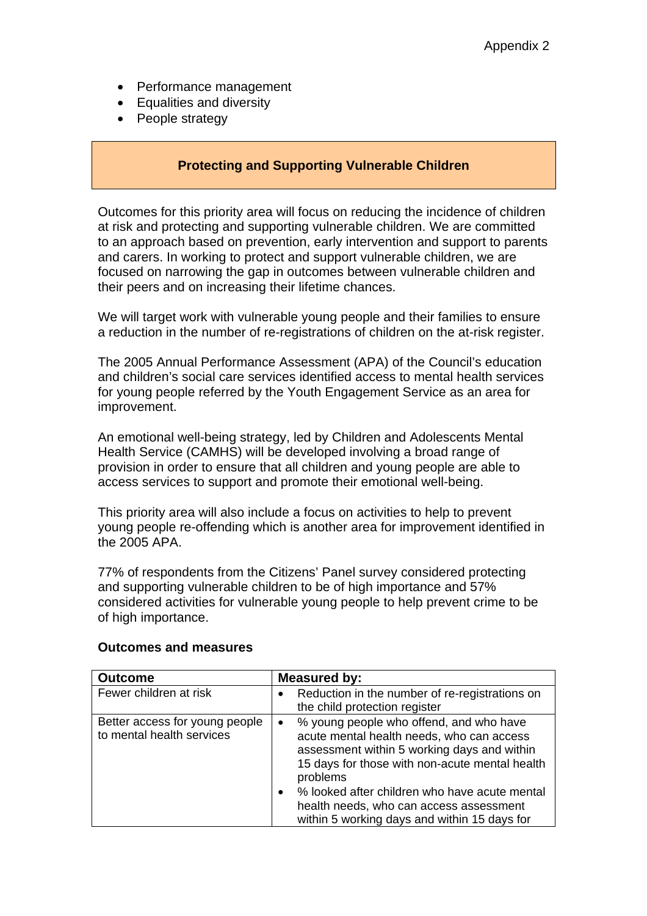- Performance management
- Equalities and diversity
- People strategy

## Protecting and Supporting Vulnerable Children

Outcomes for this priority area will focus on reducing the incidence of children at risk and protecting and supporting vulnerable children. We are committed to an approach based on prevention, early intervention and support to parents and carers. In working to protect and support vulnerable children, we are focused on narrowing the gap in outcomes between vulnerable children and their peers and on increasing their lifetime chances.

We will target work with vulnerable young people and their families to ensure a reduction in the number of re-registrations of children on the at-risk register.

The 2005 Annual Performance Assessment (APA) of the Council's education and children's social care services identified access to mental health services for young people referred by the Youth Engagement Service as an area for improvement.

An emotional well-being strategy, led by Children and Adolescents Mental Health Service (CAMHS) will be developed involving a broad range of provision in order to ensure that all children and young people are able to access services to support and promote their emotional well-being.

This priority area will also include a focus on activities to help to prevent young people re-offending which is another area for improvement identified in the 2005 APA.

77% of respondents from the Citizens' Panel survey considered protecting and supporting vulnerable children to be of high importance and 57% considered activities for vulnerable young people to help prevent crime to be of high importance.

**Outcomes and measures**

| Outcome | Measured by: |
| --- | --- |
| Fewer children at risk | • Reduction in the number of re-registrations on the child protection register |
| Better access for young people to mental health services | • % young people who offend, and who have acute mental health needs, who can access assessment within 5 working days and within 15 days for those with non-acute mental health problems<br>• % looked after children who have acute mental health needs, who can access assessment within 5 working days and within 15 days for |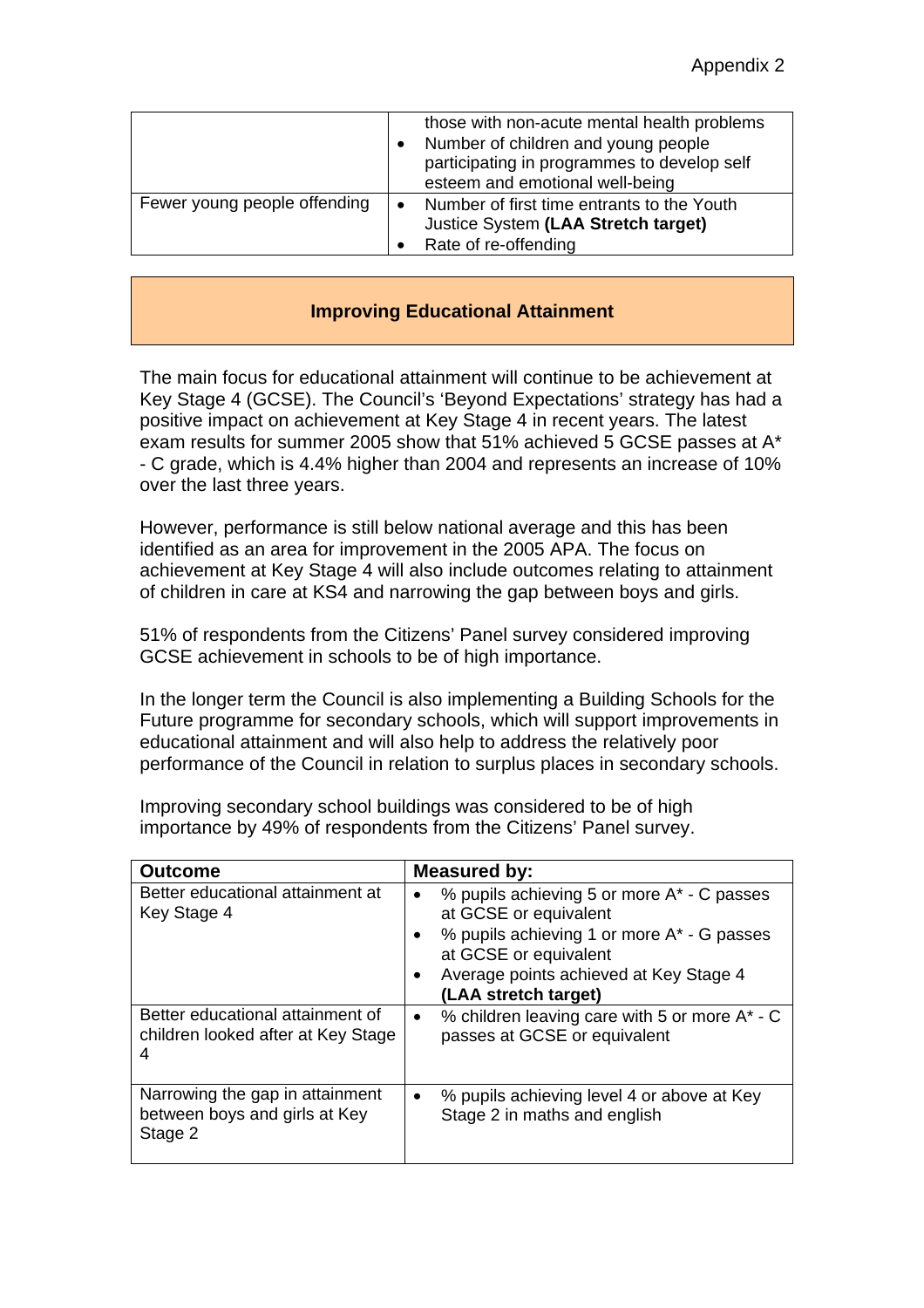| | |
|---|---|
| | those with non-acute mental health problems<br>• Number of children and young people participating in programmes to develop self esteem and emotional well-being |
| Fewer young people offending | • Number of first time entrants to the Youth Justice System **(LAA Stretch target)**<br>• Rate of re-offending |

## Improving Educational Attainment

The main focus for educational attainment will continue to be achievement at Key Stage 4 (GCSE). The Council's 'Beyond Expectations' strategy has had a positive impact on achievement at Key Stage 4 in recent years. The latest exam results for summer 2005 show that 51% achieved 5 GCSE passes at A* - C grade, which is 4.4% higher than 2004 and represents an increase of 10% over the last three years.

However, performance is still below national average and this has been identified as an area for improvement in the 2005 APA. The focus on achievement at Key Stage 4 will also include outcomes relating to attainment of children in care at KS4 and narrowing the gap between boys and girls.

51% of respondents from the Citizens' Panel survey considered improving GCSE achievement in schools to be of high importance.

In the longer term the Council is also implementing a Building Schools for the Future programme for secondary schools, which will support improvements in educational attainment and will also help to address the relatively poor performance of the Council in relation to surplus places in secondary schools.

Improving secondary school buildings was considered to be of high importance by 49% of respondents from the Citizens' Panel survey.

| Outcome | Measured by: |
|---|---|
| Better educational attainment at Key Stage 4 | • % pupils achieving 5 or more A* - C passes at GCSE or equivalent<br>• % pupils achieving 1 or more A* - G passes at GCSE or equivalent<br>• Average points achieved at Key Stage 4 **(LAA stretch target)** |
| Better educational attainment of children looked after at Key Stage 4 | • % children leaving care with 5 or more A* - C passes at GCSE or equivalent |
| Narrowing the gap in attainment between boys and girls at Key Stage 2 | • % pupils achieving level 4 or above at Key Stage 2 in maths and english |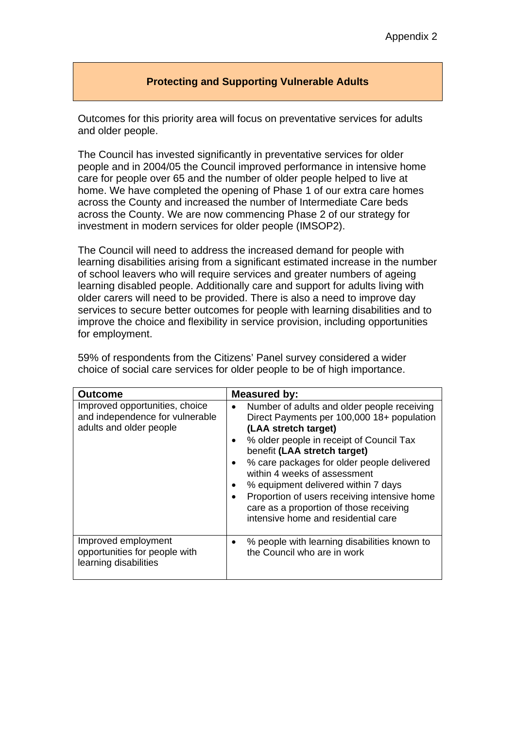Appendix 2

## Protecting and Supporting Vulnerable Adults

Outcomes for this priority area will focus on preventative services for adults and older people.

The Council has invested significantly in preventative services for older people and in 2004/05 the Council improved performance in intensive home care for people over 65 and the number of older people helped to live at home. We have completed the opening of Phase 1 of our extra care homes across the County and increased the number of Intermediate Care beds across the County. We are now commencing Phase 2 of our strategy for investment in modern services for older people (IMSOP2).

The Council will need to address the increased demand for people with learning disabilities arising from a significant estimated increase in the number of school leavers who will require services and greater numbers of ageing learning disabled people. Additionally care and support for adults living with older carers will need to be provided. There is also a need to improve day services to secure better outcomes for people with learning disabilities and to improve the choice and flexibility in service provision, including opportunities for employment.

59% of respondents from the Citizens' Panel survey considered a wider choice of social care services for older people to be of high importance.

| Outcome | Measured by: |
|---|---|
| Improved opportunities, choice and independence for vulnerable adults and older people | • Number of adults and older people receiving Direct Payments per 100,000 18+ population **(LAA stretch target)**<br>• % older people in receipt of Council Tax benefit **(LAA stretch target)**<br>• % care packages for older people delivered within 4 weeks of assessment<br>• % equipment delivered within 7 days<br>• Proportion of users receiving intensive home care as a proportion of those receiving intensive home and residential care |
| Improved employment opportunities for people with learning disabilities | • % people with learning disabilities known to the Council who are in work |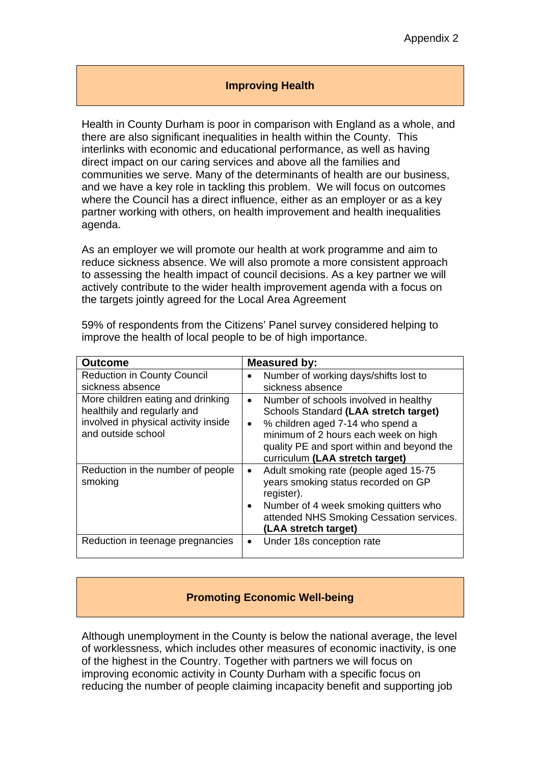Appendix 2

## Improving Health

Health in County Durham is poor in comparison with England as a whole, and there are also significant inequalities in health within the County. This interlinks with economic and educational performance, as well as having direct impact on our caring services and above all the families and communities we serve. Many of the determinants of health are our business, and we have a key role in tackling this problem. We will focus on outcomes where the Council has a direct influence, either as an employer or as a key partner working with others, on health improvement and health inequalities agenda.

As an employer we will promote our health at work programme and aim to reduce sickness absence. We will also promote a more consistent approach to assessing the health impact of council decisions. As a key partner we will actively contribute to the wider health improvement agenda with a focus on the targets jointly agreed for the Local Area Agreement

59% of respondents from the Citizens' Panel survey considered helping to improve the health of local people to be of high importance.

| Outcome | Measured by: |
|---|---|
| Reduction in County Council sickness absence | • Number of working days/shifts lost to sickness absence |
| More children eating and drinking healthily and regularly and involved in physical activity inside and outside school | • Number of schools involved in healthy Schools Standard **(LAA stretch target)**<br>• % children aged 7-14 who spend a minimum of 2 hours each week on high quality PE and sport within and beyond the curriculum **(LAA stretch target)** |
| Reduction in the number of people smoking | • Adult smoking rate (people aged 15-75 years smoking status recorded on GP register).<br>• Number of 4 week smoking quitters who attended NHS Smoking Cessation services. **(LAA stretch target)** |
| Reduction in teenage pregnancies | • Under 18s conception rate |

## Promoting Economic Well-being

Although unemployment in the County is below the national average, the level of worklessness, which includes other measures of economic inactivity, is one of the highest in the Country. Together with partners we will focus on improving economic activity in County Durham with a specific focus on reducing the number of people claiming incapacity benefit and supporting job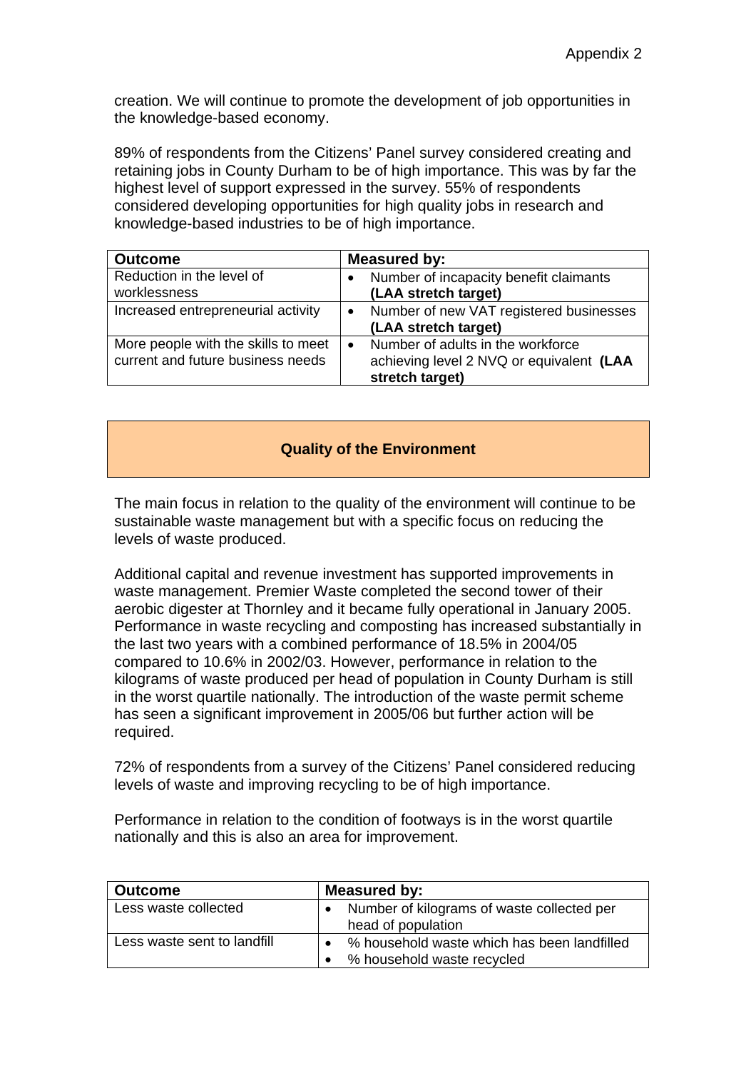creation. We will continue to promote the development of job opportunities in the knowledge-based economy.

89% of respondents from the Citizens' Panel survey considered creating and retaining jobs in County Durham to be of high importance. This was by far the highest level of support expressed in the survey. 55% of respondents considered developing opportunities for high quality jobs in research and knowledge-based industries to be of high importance.

| Outcome | Measured by: |
|---|---|
| Reduction in the level of worklessness | • Number of incapacity benefit claimants **(LAA stretch target)** |
| Increased entrepreneurial activity | • Number of new VAT registered businesses **(LAA stretch target)** |
| More people with the skills to meet current and future business needs | • Number of adults in the workforce achieving level 2 NVQ or equivalent **(LAA stretch target)** |

## Quality of the Environment

The main focus in relation to the quality of the environment will continue to be sustainable waste management but with a specific focus on reducing the levels of waste produced.

Additional capital and revenue investment has supported improvements in waste management. Premier Waste completed the second tower of their aerobic digester at Thornley and it became fully operational in January 2005. Performance in waste recycling and composting has increased substantially in the last two years with a combined performance of 18.5% in 2004/05 compared to 10.6% in 2002/03. However, performance in relation to the kilograms of waste produced per head of population in County Durham is still in the worst quartile nationally. The introduction of the waste permit scheme has seen a significant improvement in 2005/06 but further action will be required.

72% of respondents from a survey of the Citizens' Panel considered reducing levels of waste and improving recycling to be of high importance.

Performance in relation to the condition of footways is in the worst quartile nationally and this is also an area for improvement.

| Outcome | Measured by: |
|---|---|
| Less waste collected | • Number of kilograms of waste collected per head of population |
| Less waste sent to landfill | • % household waste which has been landfilled<br>• % household waste recycled |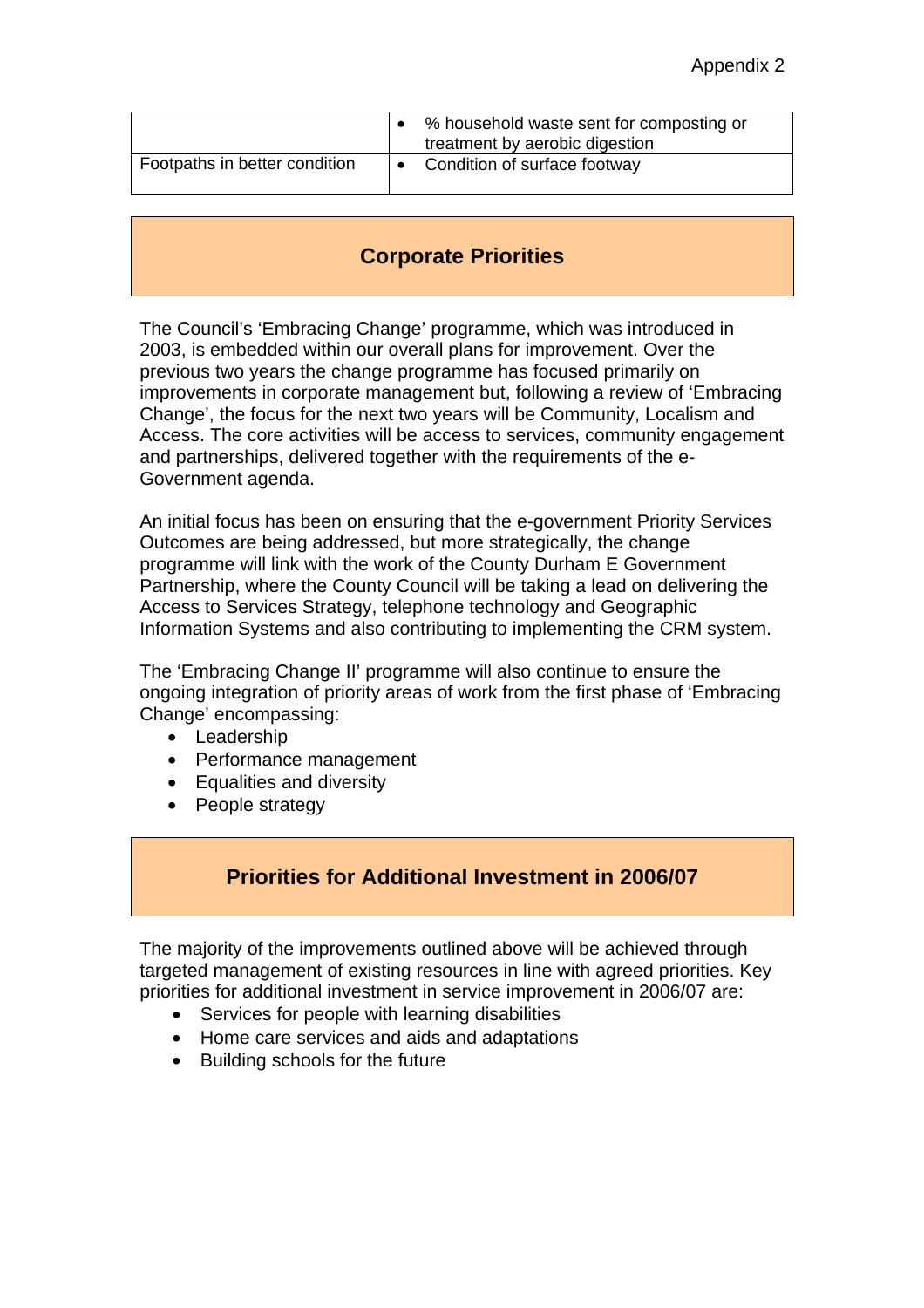| | |
|---|---|
| | • % household waste sent for composting or treatment by aerobic digestion |
| Footpaths in better condition | • Condition of surface footway |

## Corporate Priorities

The Council's 'Embracing Change' programme, which was introduced in 2003, is embedded within our overall plans for improvement. Over the previous two years the change programme has focused primarily on improvements in corporate management but, following a review of 'Embracing Change', the focus for the next two years will be Community, Localism and Access. The core activities will be access to services, community engagement and partnerships, delivered together with the requirements of the e-Government agenda.

An initial focus has been on ensuring that the e-government Priority Services Outcomes are being addressed, but more strategically, the change programme will link with the work of the County Durham E Government Partnership, where the County Council will be taking a lead on delivering the Access to Services Strategy, telephone technology and Geographic Information Systems and also contributing to implementing the CRM system.

The 'Embracing Change II' programme will also continue to ensure the ongoing integration of priority areas of work from the first phase of 'Embracing Change' encompassing:

- Leadership
- Performance management
- Equalities and diversity
- People strategy

## Priorities for Additional Investment in 2006/07

The majority of the improvements outlined above will be achieved through targeted management of existing resources in line with agreed priorities. Key priorities for additional investment in service improvement in 2006/07 are:

- Services for people with learning disabilities
- Home care services and aids and adaptations
- Building schools for the future